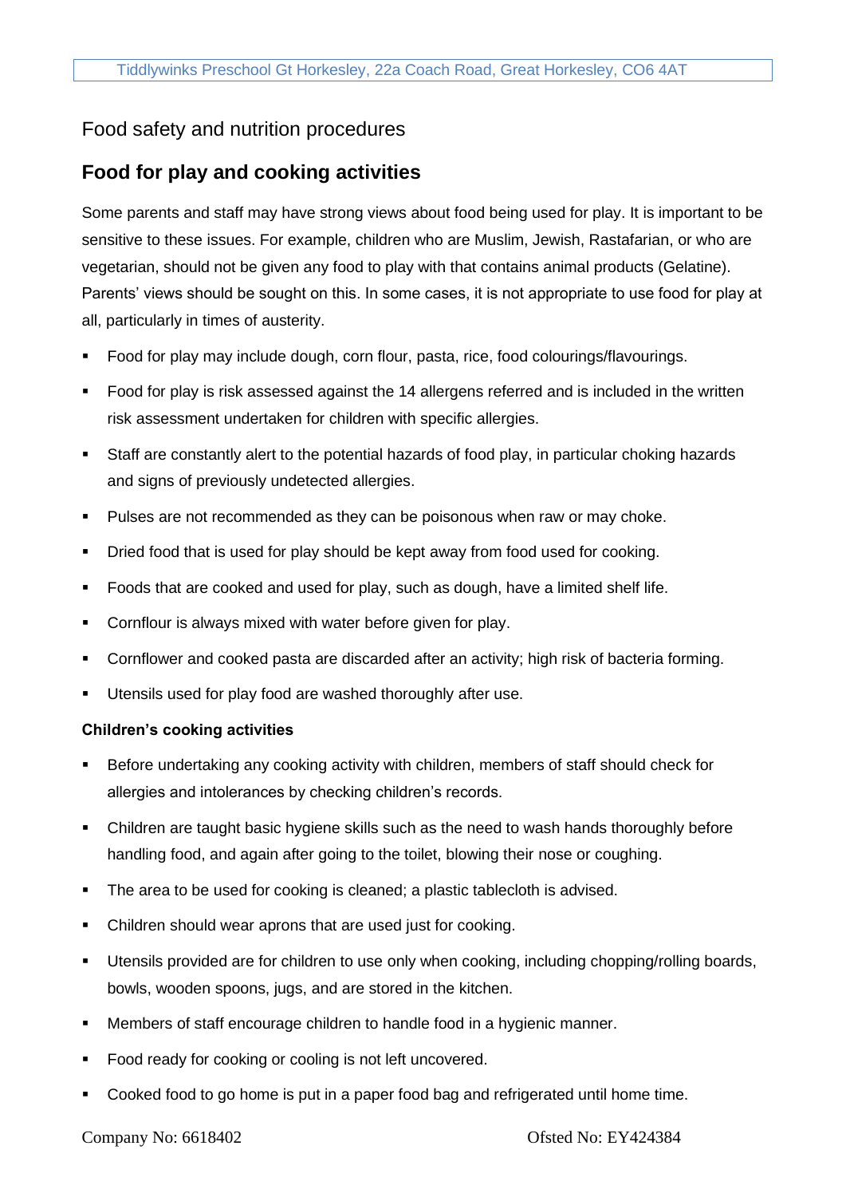Food safety and nutrition procedures

## Food for play and cooking activities

Some parents and staff may have strong views about food being used for play. It is important to be sensitive to these issues. For example, children who are Muslim, Jewish, Rastafarian, or who are vegetarian, should not be given any food to play with that contains animal products (Gelatine). Parents' views should be sought on this. In some cases, it is not appropriate to use food for play at all, particularly in times of austerity.

- Food for play may include dough, corn flour, pasta, rice, food colourings/flavourings.
- Food for play is risk assessed against the 14 allergens referred and is included in the written risk assessment undertaken for children with specific allergies.
- Staff are constantly alert to the potential hazards of food play, in particular choking hazards and signs of previously undetected allergies.
- Pulses are not recommended as they can be poisonous when raw or may choke.
- Dried food that is used for play should be kept away from food used for cooking.
- Foods that are cooked and used for play, such as dough, have a limited shelf life.
- Cornflour is always mixed with water before given for play.
- Cornflower and cooked pasta are discarded after an activity; high risk of bacteria forming.
- Utensils used for play food are washed thoroughly after use.

#### Children's cooking activities

- Before undertaking any cooking activity with children, members of staff should check for allergies and intolerances by checking children's records.
- Children are taught basic hygiene skills such as the need to wash hands thoroughly before handling food, and again after going to the toilet, blowing their nose or coughing.
- The area to be used for cooking is cleaned; a plastic tablecloth is advised.
- Children should wear aprons that are used just for cooking.
- Utensils provided are for children to use only when cooking, including chopping/rolling boards, bowls, wooden spoons, jugs, and are stored in the kitchen.
- Members of staff encourage children to handle food in a hygienic manner.
- Food ready for cooking or cooling is not left uncovered.
- Cooked food to go home is put in a paper food bag and refrigerated until home time.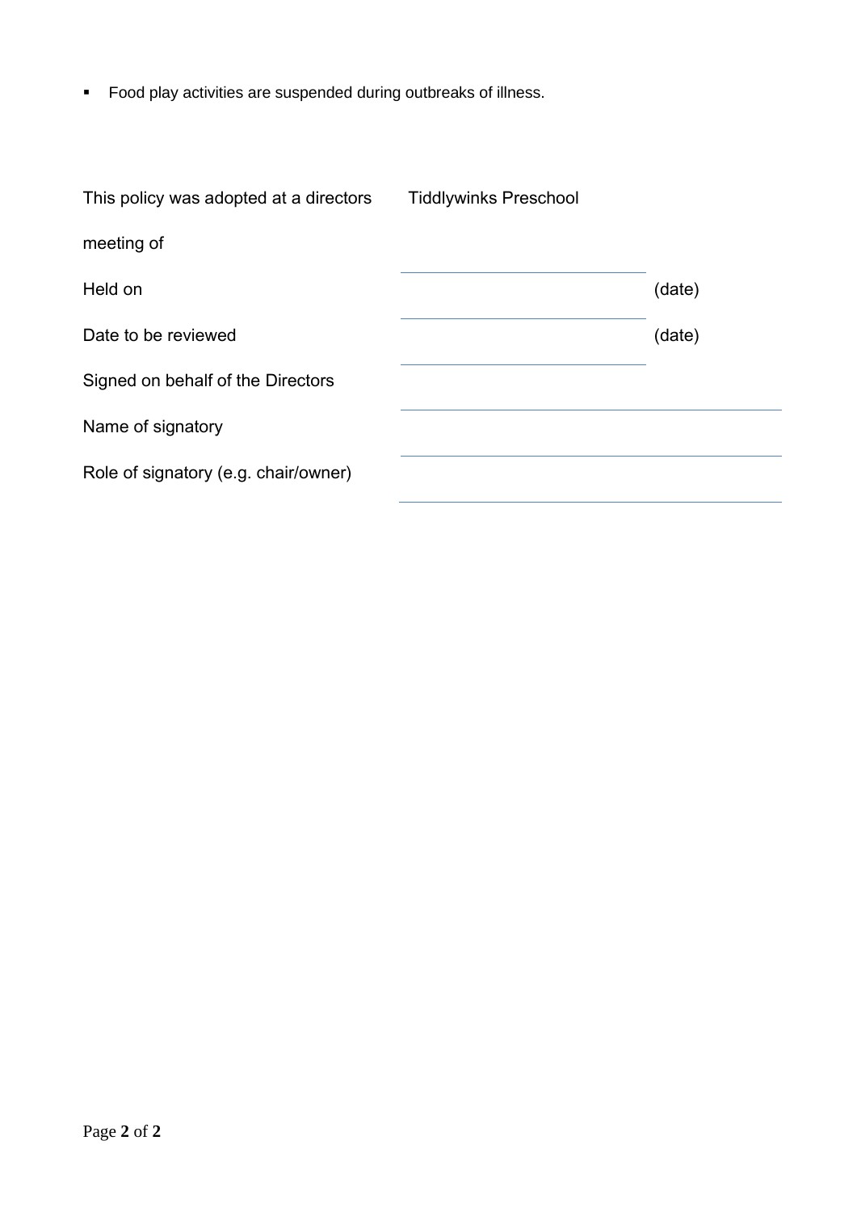- Food play activities are suspended during outbreaks of illness.

| | | |
|---|---|---|
| This policy was adopted at a directors meeting of | Tiddlywinks Preschool | |
| Held on | | (date) |
| Date to be reviewed | | (date) |
| Signed on behalf of the Directors | | |
| Name of signatory | | |
| Role of signatory (e.g. chair/owner) | | |